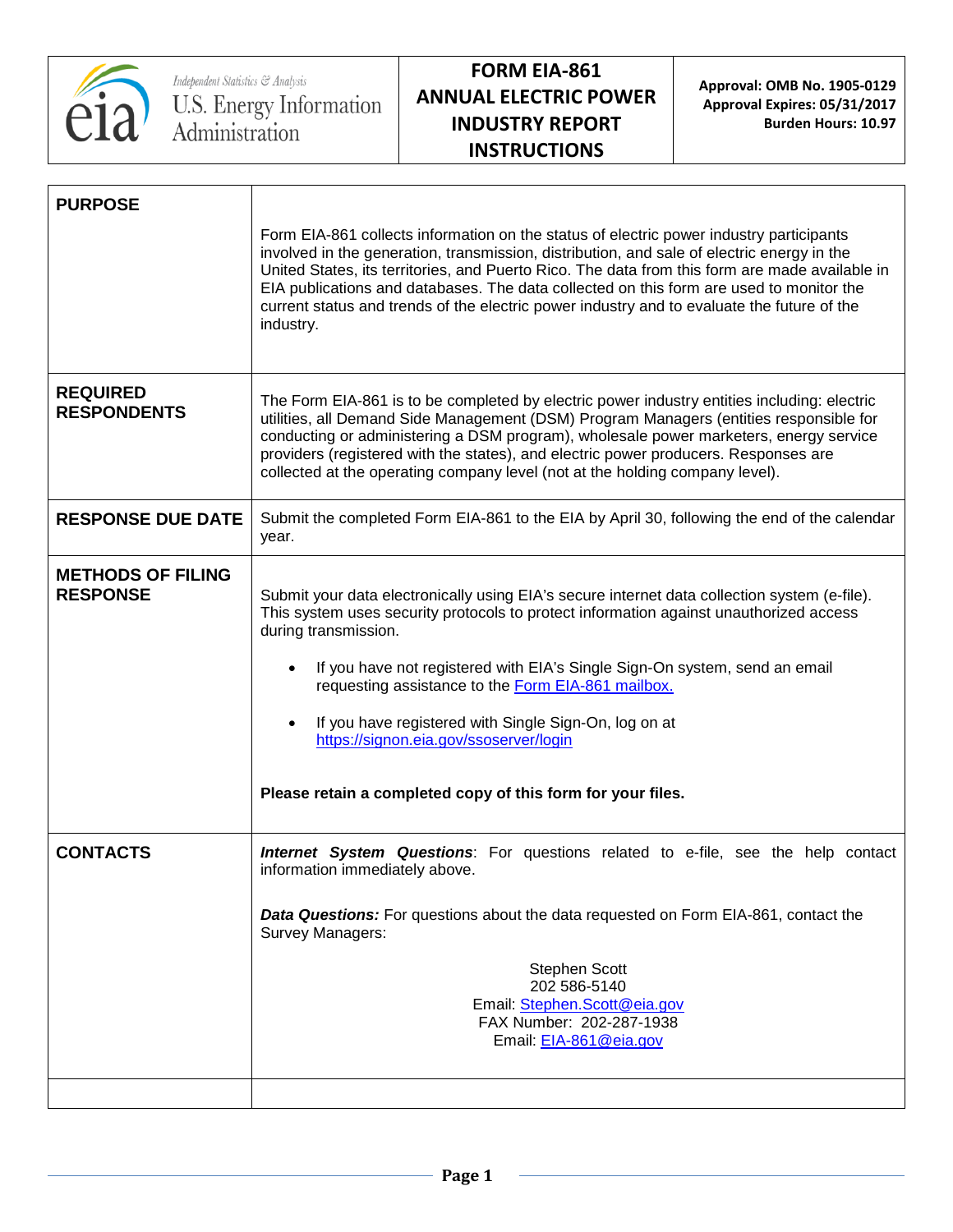U.S. Energy Information Administration

Independent Statistics & Analysis

# FORM EIA-861 ANNUAL ELECTRIC POWER INDUSTRY REPORT INSTRUCTIONS

**Approval: OMB No. 1905-0129**
**Approval Expires: 05/31/2017**
**Burden Hours: 10.97**

| | |
|---|---|
| **PURPOSE** | Form EIA-861 collects information on the status of electric power industry participants involved in the generation, transmission, distribution, and sale of electric energy in the United States, its territories, and Puerto Rico. The data from this form are made available in EIA publications and databases. The data collected on this form are used to monitor the current status and trends of the electric power industry and to evaluate the future of the industry. |
| **REQUIRED RESPONDENTS** | The Form EIA-861 is to be completed by electric power industry entities including: electric utilities, all Demand Side Management (DSM) Program Managers (entities responsible for conducting or administering a DSM program), wholesale power marketers, energy service providers (registered with the states), and electric power producers. Responses are collected at the operating company level (not at the holding company level). |
| **RESPONSE DUE DATE** | Submit the completed Form EIA-861 to the EIA by April 30, following the end of the calendar year. |
| **METHODS OF FILING RESPONSE** | Submit your data electronically using EIA's secure internet data collection system (e-file). This system uses security protocols to protect information against unauthorized access during transmission.<br><br>• If you have not registered with EIA's Single Sign-On system, send an email requesting assistance to the Form EIA-861 mailbox.<br><br>• If you have registered with Single Sign-On, log on at https://signon.eia.gov/ssoserver/login<br><br>**Please retain a completed copy of this form for your files.** |
| **CONTACTS** | ***Internet System Questions***: For questions related to e-file, see the help contact information immediately above.<br><br>***Data Questions:*** For questions about the data requested on Form EIA-861, contact the Survey Managers:<br><br>Stephen Scott<br>202 586-5140<br>Email: Stephen.Scott@eia.gov<br>FAX Number: 202-287-1938<br>Email: EIA-861@eia.gov |
| | |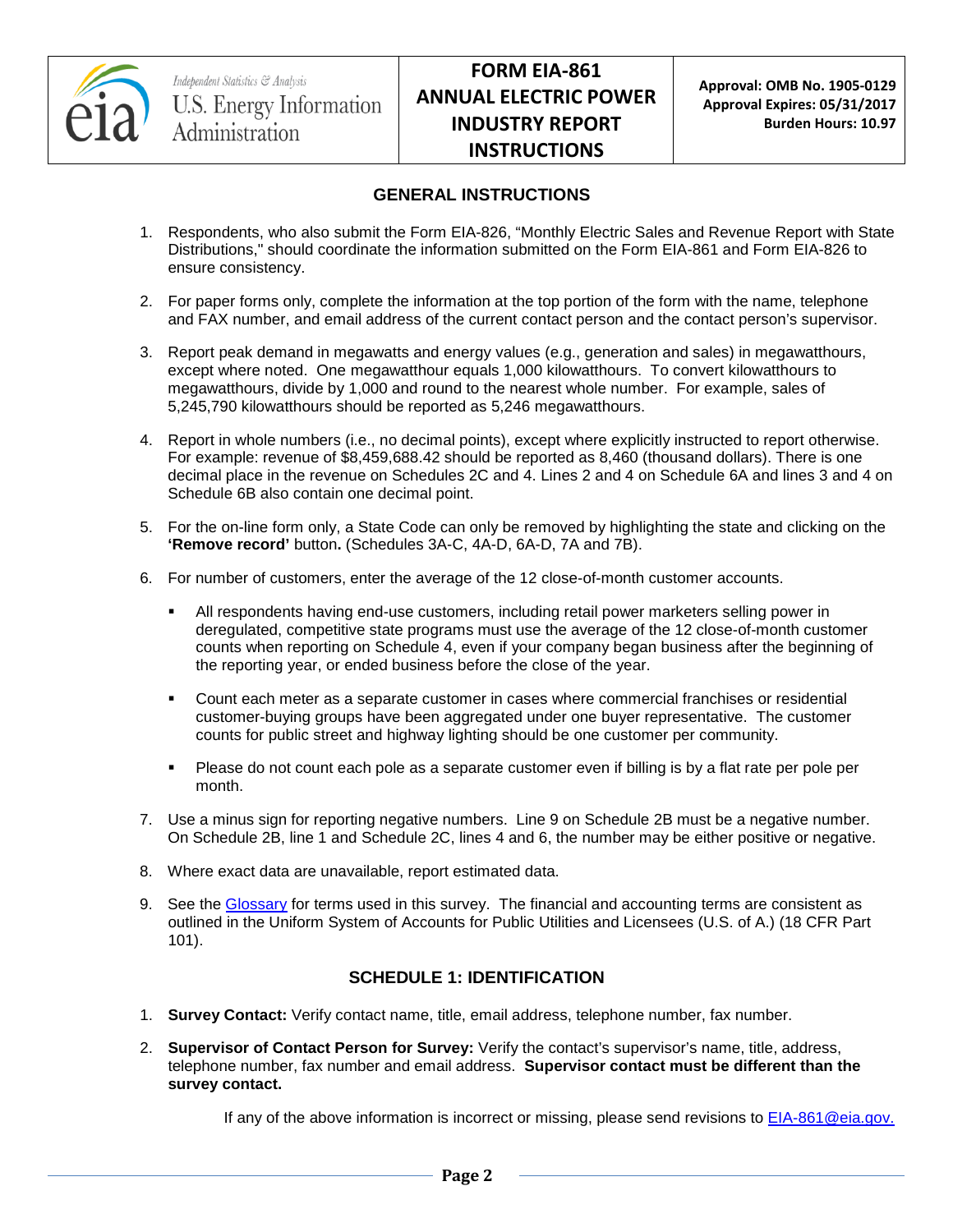# FORM EIA-861 ANNUAL ELECTRIC POWER INDUSTRY REPORT INSTRUCTIONS

**Approval: OMB No. 1905-0129**
**Approval Expires: 05/31/2017**
**Burden Hours: 10.97**

## GENERAL INSTRUCTIONS

1. Respondents, who also submit the Form EIA-826, "Monthly Electric Sales and Revenue Report with State Distributions," should coordinate the information submitted on the Form EIA-861 and Form EIA-826 to ensure consistency.

2. For paper forms only, complete the information at the top portion of the form with the name, telephone and FAX number, and email address of the current contact person and the contact person's supervisor.

3. Report peak demand in megawatts and energy values (e.g., generation and sales) in megawatthours, except where noted. One megawatthour equals 1,000 kilowatthours. To convert kilowatthours to megawatthours, divide by 1,000 and round to the nearest whole number. For example, sales of 5,245,790 kilowatthours should be reported as 5,246 megawatthours.

4. Report in whole numbers (i.e., no decimal points), except where explicitly instructed to report otherwise. For example: revenue of $8,459,688.42 should be reported as 8,460 (thousand dollars). There is one decimal place in the revenue on Schedules 2C and 4. Lines 2 and 4 on Schedule 6A and lines 3 and 4 on Schedule 6B also contain one decimal point.

5. For the on-line form only, a State Code can only be removed by highlighting the state and clicking on the **'Remove record'** button**.** (Schedules 3A-C, 4A-D, 6A-D, 7A and 7B).

6. For number of customers, enter the average of the 12 close-of-month customer accounts.

   - All respondents having end-use customers, including retail power marketers selling power in deregulated, competitive state programs must use the average of the 12 close-of-month customer counts when reporting on Schedule 4, even if your company began business after the beginning of the reporting year, or ended business before the close of the year.

   - Count each meter as a separate customer in cases where commercial franchises or residential customer-buying groups have been aggregated under one buyer representative. The customer counts for public street and highway lighting should be one customer per community.

   - Please do not count each pole as a separate customer even if billing is by a flat rate per pole per month.

7. Use a minus sign for reporting negative numbers. Line 9 on Schedule 2B must be a negative number. On Schedule 2B, line 1 and Schedule 2C, lines 4 and 6, the number may be either positive or negative.

8. Where exact data are unavailable, report estimated data.

9. See the Glossary for terms used in this survey. The financial and accounting terms are consistent as outlined in the Uniform System of Accounts for Public Utilities and Licensees (U.S. of A.) (18 CFR Part 101).

## SCHEDULE 1: IDENTIFICATION

1. **Survey Contact:** Verify contact name, title, email address, telephone number, fax number.

2. **Supervisor of Contact Person for Survey:** Verify the contact's supervisor's name, title, address, telephone number, fax number and email address. **Supervisor contact must be different than the survey contact.**

If any of the above information is incorrect or missing, please send revisions to EIA-861@eia.gov.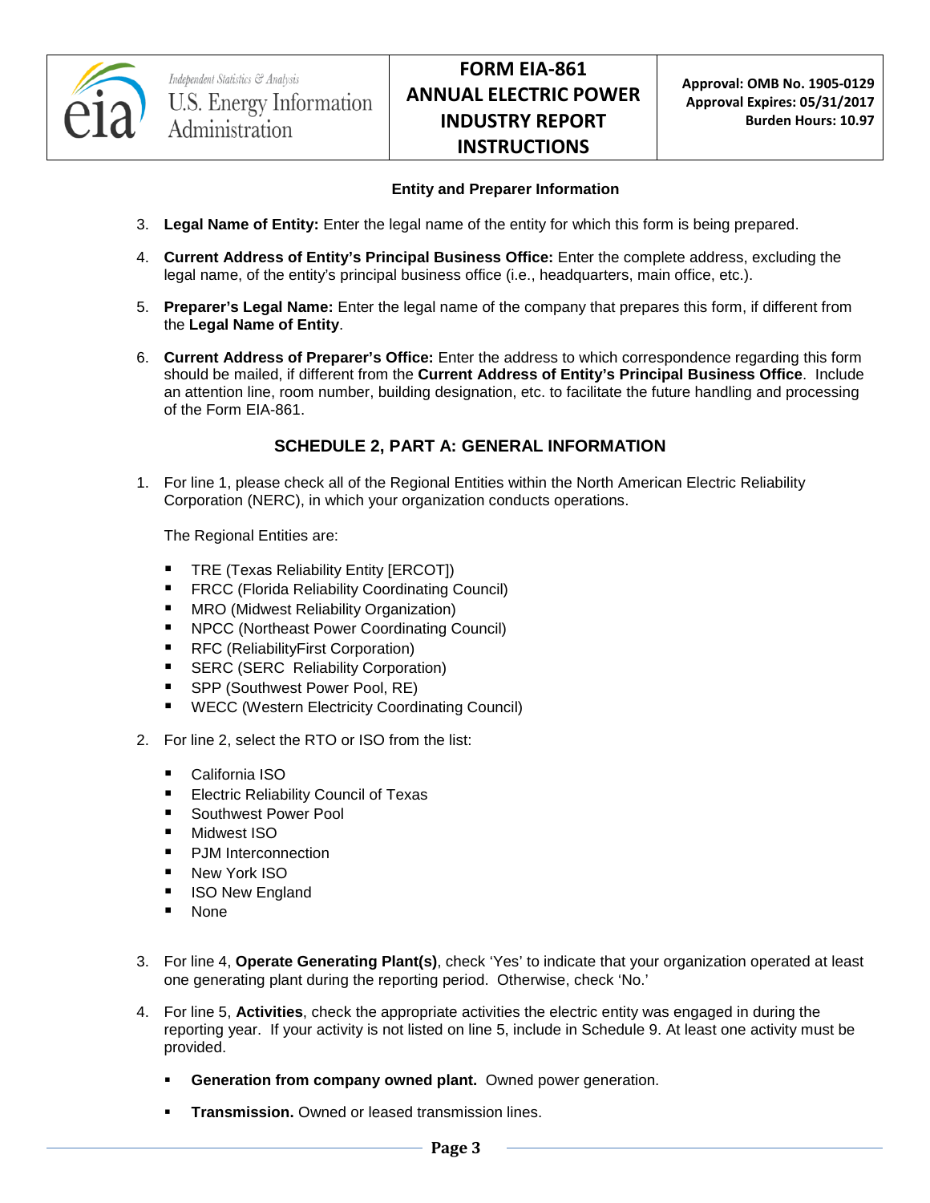### Entity and Preparer Information

3. **Legal Name of Entity:** Enter the legal name of the entity for which this form is being prepared.

4. **Current Address of Entity's Principal Business Office:** Enter the complete address, excluding the legal name, of the entity's principal business office (i.e., headquarters, main office, etc.).

5. **Preparer's Legal Name:** Enter the legal name of the company that prepares this form, if different from the **Legal Name of Entity**.

6. **Current Address of Preparer's Office:** Enter the address to which correspondence regarding this form should be mailed, if different from the **Current Address of Entity's Principal Business Office**. Include an attention line, room number, building designation, etc. to facilitate the future handling and processing of the Form EIA-861.

## SCHEDULE 2, PART A: GENERAL INFORMATION

1. For line 1, please check all of the Regional Entities within the North American Electric Reliability Corporation (NERC), in which your organization conducts operations.

   The Regional Entities are:

   - TRE (Texas Reliability Entity [ERCOT])
   - FRCC (Florida Reliability Coordinating Council)
   - MRO (Midwest Reliability Organization)
   - NPCC (Northeast Power Coordinating Council)
   - RFC (ReliabilityFirst Corporation)
   - SERC (SERC Reliability Corporation)
   - SPP (Southwest Power Pool, RE)
   - WECC (Western Electricity Coordinating Council)

2. For line 2, select the RTO or ISO from the list:

   - California ISO
   - Electric Reliability Council of Texas
   - Southwest Power Pool
   - Midwest ISO
   - PJM Interconnection
   - New York ISO
   - ISO New England
   - None

3. For line 4, **Operate Generating Plant(s)**, check 'Yes' to indicate that your organization operated at least one generating plant during the reporting period. Otherwise, check 'No.'

4. For line 5, **Activities**, check the appropriate activities the electric entity was engaged in during the reporting year. If your activity is not listed on line 5, include in Schedule 9. At least one activity must be provided.

   - **Generation from company owned plant.** Owned power generation.

   - **Transmission.** Owned or leased transmission lines.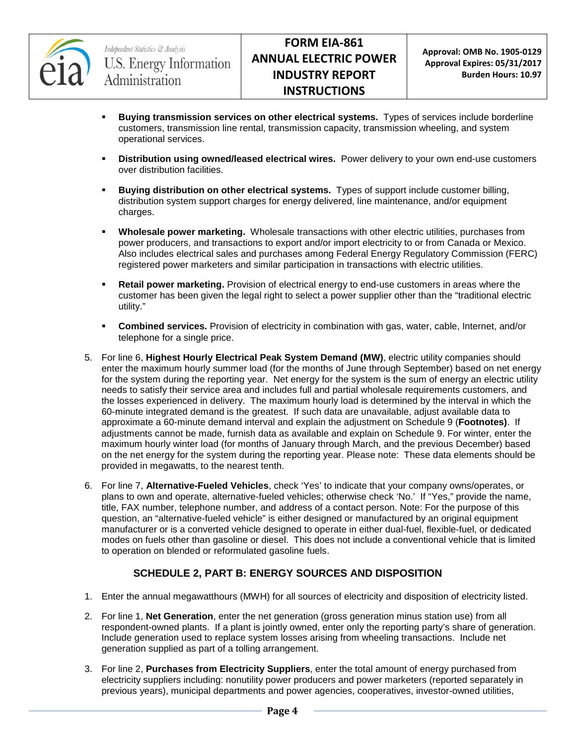- **Buying transmission services on other electrical systems.** Types of services include borderline customers, transmission line rental, transmission capacity, transmission wheeling, and system operational services.
- **Distribution using owned/leased electrical wires.** Power delivery to your own end-use customers over distribution facilities.
- **Buying distribution on other electrical systems.** Types of support include customer billing, distribution system support charges for energy delivered, line maintenance, and/or equipment charges.
- **Wholesale power marketing.** Wholesale transactions with other electric utilities, purchases from power producers, and transactions to export and/or import electricity to or from Canada or Mexico. Also includes electrical sales and purchases among Federal Energy Regulatory Commission (FERC) registered power marketers and similar participation in transactions with electric utilities.
- **Retail power marketing.** Provision of electrical energy to end-use customers in areas where the customer has been given the legal right to select a power supplier other than the "traditional electric utility."
- **Combined services.** Provision of electricity in combination with gas, water, cable, Internet, and/or telephone for a single price.

5. For line 6, **Highest Hourly Electrical Peak System Demand (MW)**, electric utility companies should enter the maximum hourly summer load (for the months of June through September) based on net energy for the system during the reporting year. Net energy for the system is the sum of energy an electric utility needs to satisfy their service area and includes full and partial wholesale requirements customers, and the losses experienced in delivery. The maximum hourly load is determined by the interval in which the 60-minute integrated demand is the greatest. If such data are unavailable, adjust available data to approximate a 60-minute demand interval and explain the adjustment on Schedule 9 (**Footnotes)**. If adjustments cannot be made, furnish data as available and explain on Schedule 9. For winter, enter the maximum hourly winter load (for months of January through March, and the previous December) based on the net energy for the system during the reporting year. Please note: These data elements should be provided in megawatts, to the nearest tenth.

6. For line 7, **Alternative-Fueled Vehicles**, check 'Yes' to indicate that your company owns/operates, or plans to own and operate, alternative-fueled vehicles; otherwise check 'No.' If "Yes," provide the name, title, FAX number, telephone number, and address of a contact person. Note: For the purpose of this question, an "alternative-fueled vehicle" is either designed or manufactured by an original equipment manufacturer or is a converted vehicle designed to operate in either dual-fuel, flexible-fuel, or dedicated modes on fuels other than gasoline or diesel. This does not include a conventional vehicle that is limited to operation on blended or reformulated gasoline fuels.

## SCHEDULE 2, PART B: ENERGY SOURCES AND DISPOSITION

1. Enter the annual megawatthours (MWH) for all sources of electricity and disposition of electricity listed.

2. For line 1, **Net Generation**, enter the net generation (gross generation minus station use) from all respondent-owned plants. If a plant is jointly owned, enter only the reporting party's share of generation. Include generation used to replace system losses arising from wheeling transactions. Include net generation supplied as part of a tolling arrangement.

3. For line 2, **Purchases from Electricity Suppliers**, enter the total amount of energy purchased from electricity suppliers including: nonutility power producers and power marketers (reported separately in previous years), municipal departments and power agencies, cooperatives, investor-owned utilities,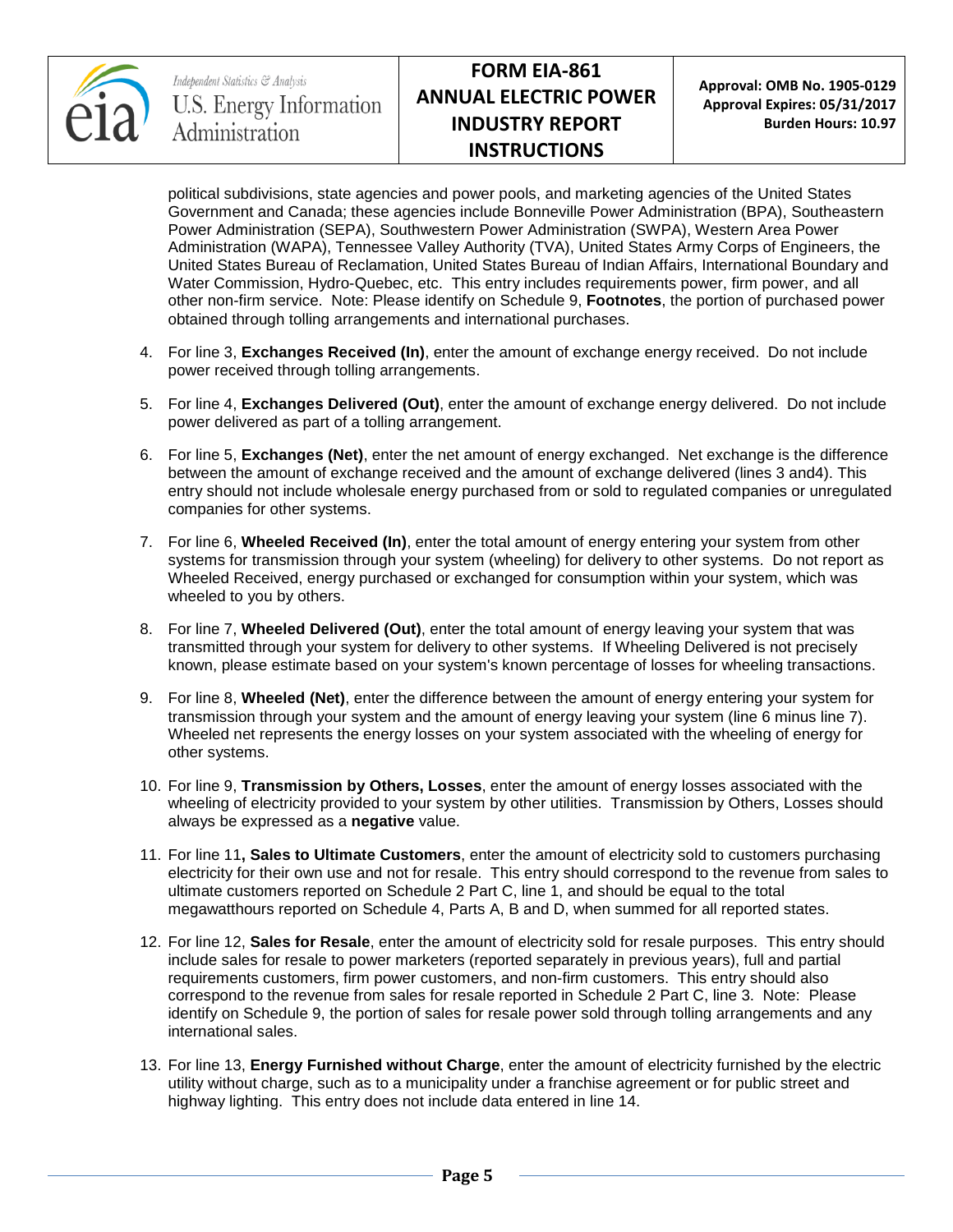political subdivisions, state agencies and power pools, and marketing agencies of the United States Government and Canada; these agencies include Bonneville Power Administration (BPA), Southeastern Power Administration (SEPA), Southwestern Power Administration (SWPA), Western Area Power Administration (WAPA), Tennessee Valley Authority (TVA), United States Army Corps of Engineers, the United States Bureau of Reclamation, United States Bureau of Indian Affairs, International Boundary and Water Commission, Hydro-Quebec, etc. This entry includes requirements power, firm power, and all other non-firm service. Note: Please identify on Schedule 9, **Footnotes**, the portion of purchased power obtained through tolling arrangements and international purchases.

4. For line 3, **Exchanges Received (In)**, enter the amount of exchange energy received. Do not include power received through tolling arrangements.

5. For line 4, **Exchanges Delivered (Out)**, enter the amount of exchange energy delivered. Do not include power delivered as part of a tolling arrangement.

6. For line 5, **Exchanges (Net)**, enter the net amount of energy exchanged. Net exchange is the difference between the amount of exchange received and the amount of exchange delivered (lines 3 and4). This entry should not include wholesale energy purchased from or sold to regulated companies or unregulated companies for other systems.

7. For line 6, **Wheeled Received (In)**, enter the total amount of energy entering your system from other systems for transmission through your system (wheeling) for delivery to other systems. Do not report as Wheeled Received, energy purchased or exchanged for consumption within your system, which was wheeled to you by others.

8. For line 7, **Wheeled Delivered (Out)**, enter the total amount of energy leaving your system that was transmitted through your system for delivery to other systems. If Wheeling Delivered is not precisely known, please estimate based on your system's known percentage of losses for wheeling transactions.

9. For line 8, **Wheeled (Net)**, enter the difference between the amount of energy entering your system for transmission through your system and the amount of energy leaving your system (line 6 minus line 7). Wheeled net represents the energy losses on your system associated with the wheeling of energy for other systems.

10. For line 9, **Transmission by Others, Losses**, enter the amount of energy losses associated with the wheeling of electricity provided to your system by other utilities. Transmission by Others, Losses should always be expressed as a **negative** value.

11. For line 11**, Sales to Ultimate Customers**, enter the amount of electricity sold to customers purchasing electricity for their own use and not for resale. This entry should correspond to the revenue from sales to ultimate customers reported on Schedule 2 Part C, line 1, and should be equal to the total megawatthours reported on Schedule 4, Parts A, B and D, when summed for all reported states.

12. For line 12, **Sales for Resale**, enter the amount of electricity sold for resale purposes. This entry should include sales for resale to power marketers (reported separately in previous years), full and partial requirements customers, firm power customers, and non-firm customers. This entry should also correspond to the revenue from sales for resale reported in Schedule 2 Part C, line 3. Note: Please identify on Schedule 9, the portion of sales for resale power sold through tolling arrangements and any international sales.

13. For line 13, **Energy Furnished without Charge**, enter the amount of electricity furnished by the electric utility without charge, such as to a municipality under a franchise agreement or for public street and highway lighting. This entry does not include data entered in line 14.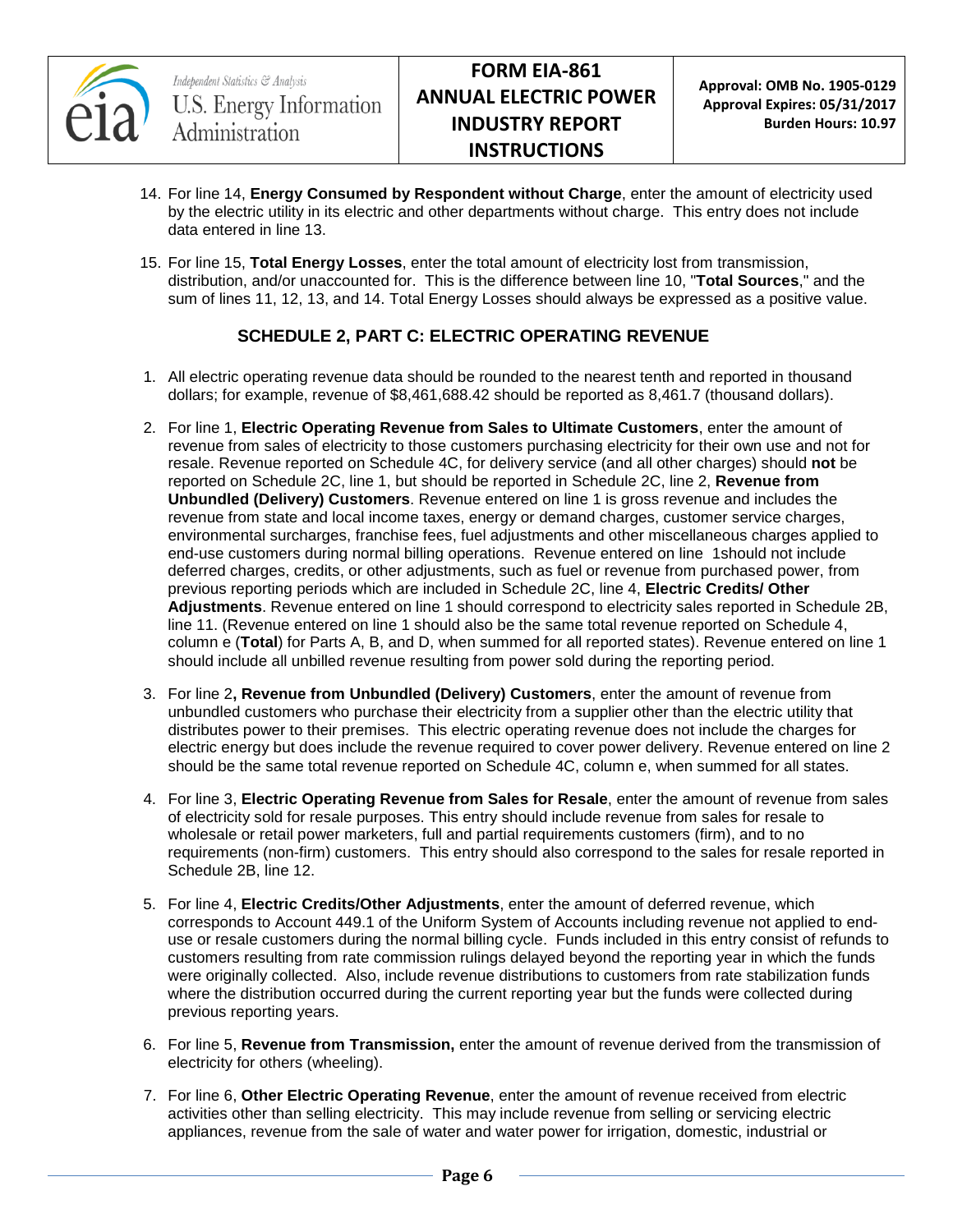14. For line 14, **Energy Consumed by Respondent without Charge**, enter the amount of electricity used by the electric utility in its electric and other departments without charge. This entry does not include data entered in line 13.

15. For line 15, **Total Energy Losses**, enter the total amount of electricity lost from transmission, distribution, and/or unaccounted for. This is the difference between line 10, "**Total Sources**," and the sum of lines 11, 12, 13, and 14. Total Energy Losses should always be expressed as a positive value.

## SCHEDULE 2, PART C: ELECTRIC OPERATING REVENUE

1. All electric operating revenue data should be rounded to the nearest tenth and reported in thousand dollars; for example, revenue of $8,461,688.42 should be reported as 8,461.7 (thousand dollars).

2. For line 1, **Electric Operating Revenue from Sales to Ultimate Customers**, enter the amount of revenue from sales of electricity to those customers purchasing electricity for their own use and not for resale. Revenue reported on Schedule 4C, for delivery service (and all other charges) should **not** be reported on Schedule 2C, line 1, but should be reported in Schedule 2C, line 2, **Revenue from Unbundled (Delivery) Customers**. Revenue entered on line 1 is gross revenue and includes the revenue from state and local income taxes, energy or demand charges, customer service charges, environmental surcharges, franchise fees, fuel adjustments and other miscellaneous charges applied to end-use customers during normal billing operations. Revenue entered on line 1should not include deferred charges, credits, or other adjustments, such as fuel or revenue from purchased power, from previous reporting periods which are included in Schedule 2C, line 4, **Electric Credits/ Other Adjustments**. Revenue entered on line 1 should correspond to electricity sales reported in Schedule 2B, line 11. (Revenue entered on line 1 should also be the same total revenue reported on Schedule 4, column e (**Total**) for Parts A, B, and D, when summed for all reported states). Revenue entered on line 1 should include all unbilled revenue resulting from power sold during the reporting period.

3. For line 2**, Revenue from Unbundled (Delivery) Customers**, enter the amount of revenue from unbundled customers who purchase their electricity from a supplier other than the electric utility that distributes power to their premises. This electric operating revenue does not include the charges for electric energy but does include the revenue required to cover power delivery. Revenue entered on line 2 should be the same total revenue reported on Schedule 4C, column e, when summed for all states.

4. For line 3, **Electric Operating Revenue from Sales for Resale**, enter the amount of revenue from sales of electricity sold for resale purposes. This entry should include revenue from sales for resale to wholesale or retail power marketers, full and partial requirements customers (firm), and to no requirements (non-firm) customers. This entry should also correspond to the sales for resale reported in Schedule 2B, line 12.

5. For line 4, **Electric Credits/Other Adjustments**, enter the amount of deferred revenue, which corresponds to Account 449.1 of the Uniform System of Accounts including revenue not applied to end-use or resale customers during the normal billing cycle. Funds included in this entry consist of refunds to customers resulting from rate commission rulings delayed beyond the reporting year in which the funds were originally collected. Also, include revenue distributions to customers from rate stabilization funds where the distribution occurred during the current reporting year but the funds were collected during previous reporting years.

6. For line 5, **Revenue from Transmission,** enter the amount of revenue derived from the transmission of electricity for others (wheeling).

7. For line 6, **Other Electric Operating Revenue**, enter the amount of revenue received from electric activities other than selling electricity. This may include revenue from selling or servicing electric appliances, revenue from the sale of water and water power for irrigation, domestic, industrial or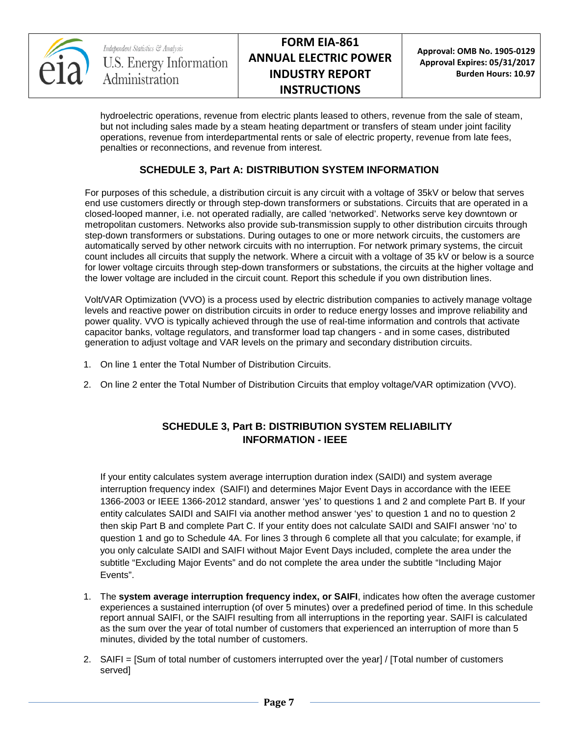hydroelectric operations, revenue from electric plants leased to others, revenue from the sale of steam, but not including sales made by a steam heating department or transfers of steam under joint facility operations, revenue from interdepartmental rents or sale of electric property, revenue from late fees, penalties or reconnections, and revenue from interest.

## SCHEDULE 3, Part A: DISTRIBUTION SYSTEM INFORMATION

For purposes of this schedule, a distribution circuit is any circuit with a voltage of 35kV or below that serves end use customers directly or through step-down transformers or substations. Circuits that are operated in a closed-looped manner, i.e. not operated radially, are called 'networked'. Networks serve key downtown or metropolitan customers. Networks also provide sub-transmission supply to other distribution circuits through step-down transformers or substations. During outages to one or more network circuits, the customers are automatically served by other network circuits with no interruption. For network primary systems, the circuit count includes all circuits that supply the network. Where a circuit with a voltage of 35 kV or below is a source for lower voltage circuits through step-down transformers or substations, the circuits at the higher voltage and the lower voltage are included in the circuit count. Report this schedule if you own distribution lines.

Volt/VAR Optimization (VVO) is a process used by electric distribution companies to actively manage voltage levels and reactive power on distribution circuits in order to reduce energy losses and improve reliability and power quality. VVO is typically achieved through the use of real-time information and controls that activate capacitor banks, voltage regulators, and transformer load tap changers - and in some cases, distributed generation to adjust voltage and VAR levels on the primary and secondary distribution circuits.

1. On line 1 enter the Total Number of Distribution Circuits.
2. On line 2 enter the Total Number of Distribution Circuits that employ voltage/VAR optimization (VVO).

## SCHEDULE 3, Part B: DISTRIBUTION SYSTEM RELIABILITY INFORMATION - IEEE

If your entity calculates system average interruption duration index (SAIDI) and system average interruption frequency index (SAIFI) and determines Major Event Days in accordance with the IEEE 1366-2003 or IEEE 1366-2012 standard, answer 'yes' to questions 1 and 2 and complete Part B. If your entity calculates SAIDI and SAIFI via another method answer 'yes' to question 1 and no to question 2 then skip Part B and complete Part C. If your entity does not calculate SAIDI and SAIFI answer 'no' to question 1 and go to Schedule 4A. For lines 3 through 6 complete all that you calculate; for example, if you only calculate SAIDI and SAIFI without Major Event Days included, complete the area under the subtitle "Excluding Major Events" and do not complete the area under the subtitle "Including Major Events".

1. The **system average interruption frequency index, or SAIFI**, indicates how often the average customer experiences a sustained interruption (of over 5 minutes) over a predefined period of time. In this schedule report annual SAIFI, or the SAIFI resulting from all interruptions in the reporting year. SAIFI is calculated as the sum over the year of total number of customers that experienced an interruption of more than 5 minutes, divided by the total number of customers.
2. SAIFI = [Sum of total number of customers interrupted over the year] / [Total number of customers served]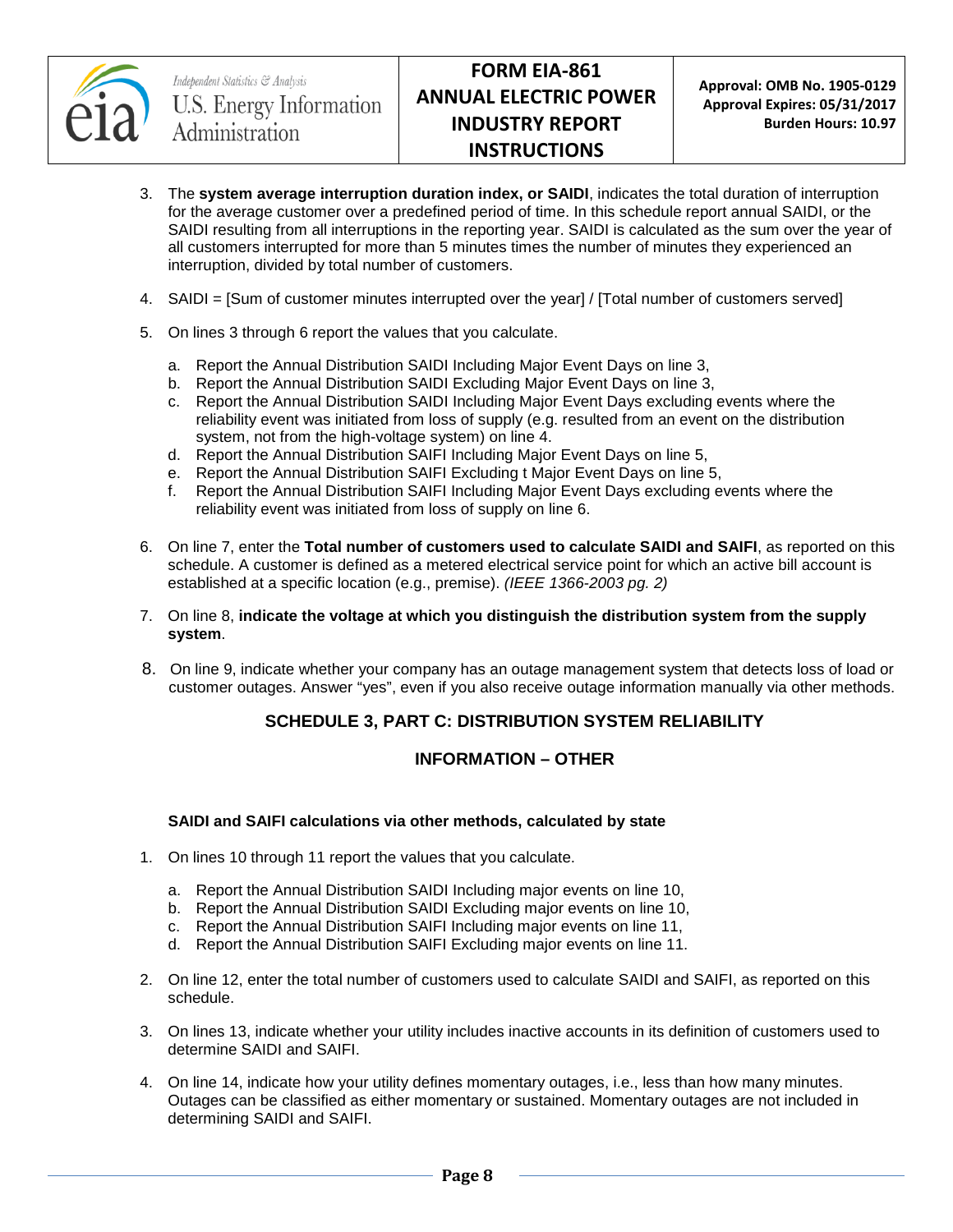3. The **system average interruption duration index, or SAIDI**, indicates the total duration of interruption for the average customer over a predefined period of time. In this schedule report annual SAIDI, or the SAIDI resulting from all interruptions in the reporting year. SAIDI is calculated as the sum over the year of all customers interrupted for more than 5 minutes times the number of minutes they experienced an interruption, divided by total number of customers.

4. SAIDI = [Sum of customer minutes interrupted over the year] / [Total number of customers served]

5. On lines 3 through 6 report the values that you calculate.

   a. Report the Annual Distribution SAIDI Including Major Event Days on line 3,
   b. Report the Annual Distribution SAIDI Excluding Major Event Days on line 3,
   c. Report the Annual Distribution SAIDI Including Major Event Days excluding events where the reliability event was initiated from loss of supply (e.g. resulted from an event on the distribution system, not from the high-voltage system) on line 4.
   d. Report the Annual Distribution SAIFI Including Major Event Days on line 5,
   e. Report the Annual Distribution SAIFI Excluding t Major Event Days on line 5,
   f. Report the Annual Distribution SAIFI Including Major Event Days excluding events where the reliability event was initiated from loss of supply on line 6.

6. On line 7, enter the **Total number of customers used to calculate SAIDI and SAIFI**, as reported on this schedule. A customer is defined as a metered electrical service point for which an active bill account is established at a specific location (e.g., premise). *(IEEE 1366-2003 pg. 2)*

7. On line 8, **indicate the voltage at which you distinguish the distribution system from the supply system**.

8. On line 9, indicate whether your company has an outage management system that detects loss of load or customer outages. Answer "yes", even if you also receive outage information manually via other methods.

## SCHEDULE 3, PART C: DISTRIBUTION SYSTEM RELIABILITY

## INFORMATION – OTHER

**SAIDI and SAIFI calculations via other methods, calculated by state**

1. On lines 10 through 11 report the values that you calculate.

   a. Report the Annual Distribution SAIDI Including major events on line 10,
   b. Report the Annual Distribution SAIDI Excluding major events on line 10,
   c. Report the Annual Distribution SAIFI Including major events on line 11,
   d. Report the Annual Distribution SAIFI Excluding major events on line 11.

2. On line 12, enter the total number of customers used to calculate SAIDI and SAIFI, as reported on this schedule.

3. On lines 13, indicate whether your utility includes inactive accounts in its definition of customers used to determine SAIDI and SAIFI.

4. On line 14, indicate how your utility defines momentary outages, i.e., less than how many minutes. Outages can be classified as either momentary or sustained. Momentary outages are not included in determining SAIDI and SAIFI.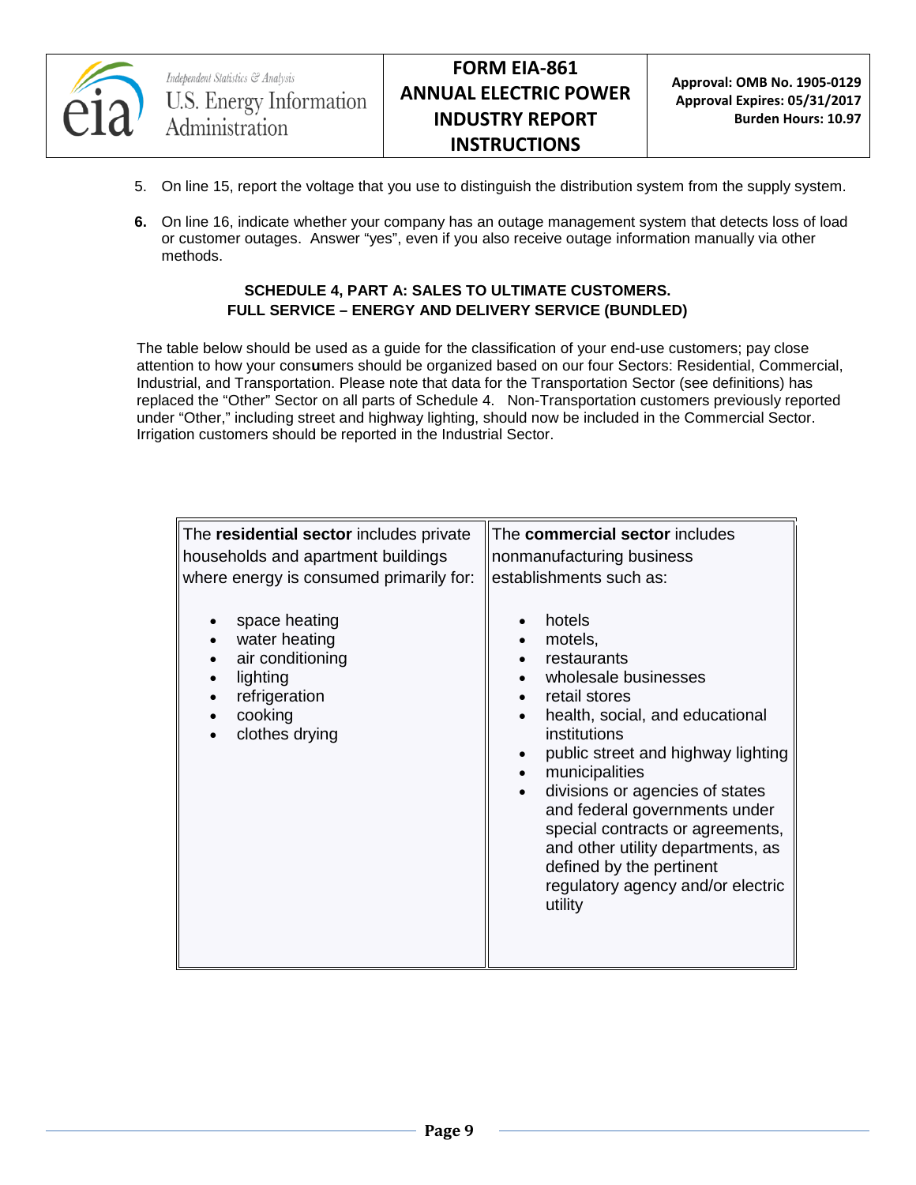5. On line 15, report the voltage that you use to distinguish the distribution system from the supply system.

6. On line 16, indicate whether your company has an outage management system that detects loss of load or customer outages. Answer "yes", even if you also receive outage information manually via other methods.

**SCHEDULE 4, PART A: SALES TO ULTIMATE CUSTOMERS.**
**FULL SERVICE – ENERGY AND DELIVERY SERVICE (BUNDLED)**

The table below should be used as a guide for the classification of your end-use customers; pay close attention to how your cons**u**mers should be organized based on our four Sectors: Residential, Commercial, Industrial, and Transportation. Please note that data for the Transportation Sector (see definitions) has replaced the "Other" Sector on all parts of Schedule 4. Non-Transportation customers previously reported under "Other," including street and highway lighting, should now be included in the Commercial Sector. Irrigation customers should be reported in the Industrial Sector.

| The **residential sector** includes private households and apartment buildings where energy is consumed primarily for: | The **commercial sector** includes nonmanufacturing business establishments such as: |
|---|---|
| • space heating<br>• water heating<br>• air conditioning<br>• lighting<br>• refrigeration<br>• cooking<br>• clothes drying | • hotels<br>• motels,<br>• restaurants<br>• wholesale businesses<br>• retail stores<br>• health, social, and educational institutions<br>• public street and highway lighting<br>• municipalities<br>• divisions or agencies of states and federal governments under special contracts or agreements, and other utility departments, as defined by the pertinent regulatory agency and/or electric utility |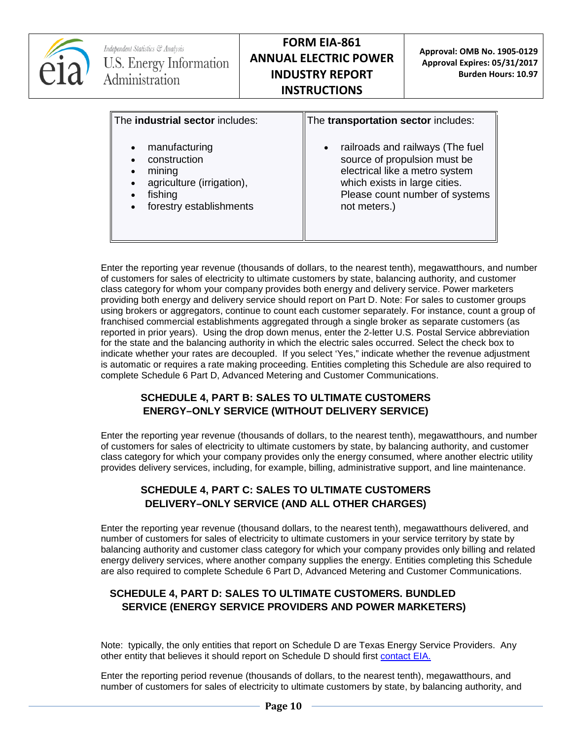| The **industrial sector** includes: | The **transportation sector** includes: |
| --- | --- |
| • manufacturing<br>• construction<br>• mining<br>• agriculture (irrigation),<br>• fishing<br>• forestry establishments | • railroads and railways (The fuel source of propulsion must be electrical like a metro system which exists in large cities. Please count number of systems not meters.) |

Enter the reporting year revenue (thousands of dollars, to the nearest tenth), megawatthours, and number of customers for sales of electricity to ultimate customers by state, balancing authority, and customer class category for whom your company provides both energy and delivery service. Power marketers providing both energy and delivery service should report on Part D. Note: For sales to customer groups using brokers or aggregators, continue to count each customer separately. For instance, count a group of franchised commercial establishments aggregated through a single broker as separate customers (as reported in prior years). Using the drop down menus, enter the 2-letter U.S. Postal Service abbreviation for the state and the balancing authority in which the electric sales occurred. Select the check box to indicate whether your rates are decoupled. If you select 'Yes," indicate whether the revenue adjustment is automatic or requires a rate making proceeding. Entities completing this Schedule are also required to complete Schedule 6 Part D, Advanced Metering and Customer Communications.

## SCHEDULE 4, PART B: SALES TO ULTIMATE CUSTOMERS ENERGY–ONLY SERVICE (WITHOUT DELIVERY SERVICE)

Enter the reporting year revenue (thousands of dollars, to the nearest tenth), megawatthours, and number of customers for sales of electricity to ultimate customers by state, by balancing authority, and customer class category for which your company provides only the energy consumed, where another electric utility provides delivery services, including, for example, billing, administrative support, and line maintenance.

## SCHEDULE 4, PART C: SALES TO ULTIMATE CUSTOMERS DELIVERY–ONLY SERVICE (AND ALL OTHER CHARGES)

Enter the reporting year revenue (thousand dollars, to the nearest tenth), megawatthours delivered, and number of customers for sales of electricity to ultimate customers in your service territory by state by balancing authority and customer class category for which your company provides only billing and related energy delivery services, where another company supplies the energy. Entities completing this Schedule are also required to complete Schedule 6 Part D, Advanced Metering and Customer Communications.

## SCHEDULE 4, PART D: SALES TO ULTIMATE CUSTOMERS. BUNDLED SERVICE (ENERGY SERVICE PROVIDERS AND POWER MARKETERS)

Note: typically, the only entities that report on Schedule D are Texas Energy Service Providers. Any other entity that believes it should report on Schedule D should first contact EIA.

Enter the reporting period revenue (thousands of dollars, to the nearest tenth), megawatthours, and number of customers for sales of electricity to ultimate customers by state, by balancing authority, and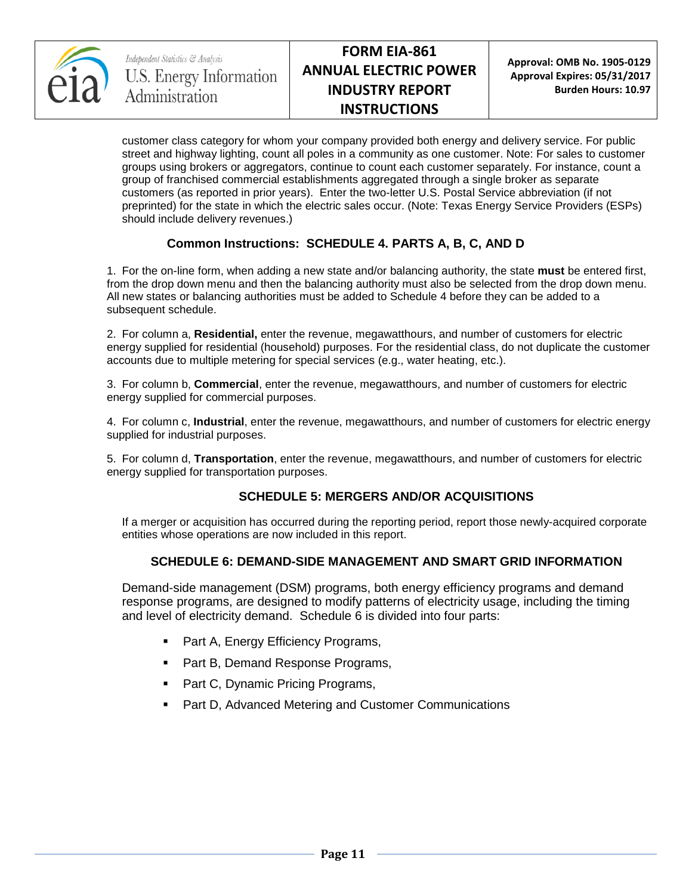customer class category for whom your company provided both energy and delivery service. For public street and highway lighting, count all poles in a community as one customer. Note: For sales to customer groups using brokers or aggregators, continue to count each customer separately. For instance, count a group of franchised commercial establishments aggregated through a single broker as separate customers (as reported in prior years). Enter the two-letter U.S. Postal Service abbreviation (if not preprinted) for the state in which the electric sales occur. (Note: Texas Energy Service Providers (ESPs) should include delivery revenues.)

### Common Instructions: SCHEDULE 4. PARTS A, B, C, AND D

1. For the on-line form, when adding a new state and/or balancing authority, the state **must** be entered first, from the drop down menu and then the balancing authority must also be selected from the drop down menu. All new states or balancing authorities must be added to Schedule 4 before they can be added to a subsequent schedule.

2. For column a, **Residential,** enter the revenue, megawatthours, and number of customers for electric energy supplied for residential (household) purposes. For the residential class, do not duplicate the customer accounts due to multiple metering for special services (e.g., water heating, etc.).

3. For column b, **Commercial**, enter the revenue, megawatthours, and number of customers for electric energy supplied for commercial purposes.

4. For column c, **Industrial**, enter the revenue, megawatthours, and number of customers for electric energy supplied for industrial purposes.

5. For column d, **Transportation**, enter the revenue, megawatthours, and number of customers for electric energy supplied for transportation purposes.

### SCHEDULE 5: MERGERS AND/OR ACQUISITIONS

If a merger or acquisition has occurred during the reporting period, report those newly-acquired corporate entities whose operations are now included in this report.

### SCHEDULE 6: DEMAND-SIDE MANAGEMENT AND SMART GRID INFORMATION

Demand-side management (DSM) programs, both energy efficiency programs and demand response programs, are designed to modify patterns of electricity usage, including the timing and level of electricity demand. Schedule 6 is divided into four parts:

- Part A, Energy Efficiency Programs,
- Part B, Demand Response Programs,
- Part C, Dynamic Pricing Programs,
- Part D, Advanced Metering and Customer Communications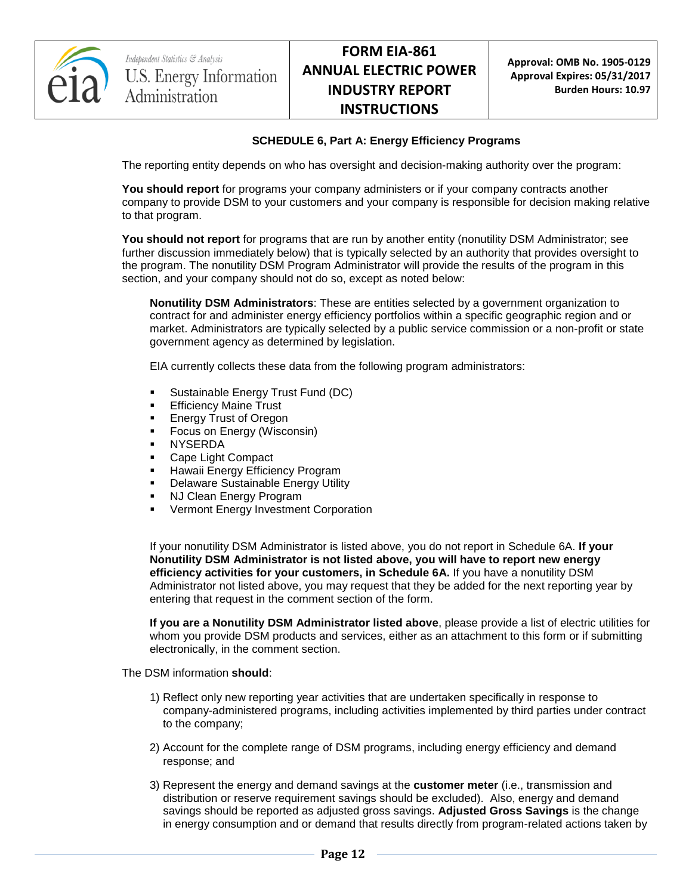### SCHEDULE 6, Part A: Energy Efficiency Programs

The reporting entity depends on who has oversight and decision-making authority over the program:

**You should report** for programs your company administers or if your company contracts another company to provide DSM to your customers and your company is responsible for decision making relative to that program.

**You should not report** for programs that are run by another entity (nonutility DSM Administrator; see further discussion immediately below) that is typically selected by an authority that provides oversight to the program. The nonutility DSM Program Administrator will provide the results of the program in this section, and your company should not do so, except as noted below:

> **Nonutility DSM Administrators**: These are entities selected by a government organization to contract for and administer energy efficiency portfolios within a specific geographic region and or market. Administrators are typically selected by a public service commission or a non-profit or state government agency as determined by legislation.
>
> EIA currently collects these data from the following program administrators:
>
> - Sustainable Energy Trust Fund (DC)
> - Efficiency Maine Trust
> - Energy Trust of Oregon
> - Focus on Energy (Wisconsin)
> - NYSERDA
> - Cape Light Compact
> - Hawaii Energy Efficiency Program
> - Delaware Sustainable Energy Utility
> - NJ Clean Energy Program
> - Vermont Energy Investment Corporation
>
> If your nonutility DSM Administrator is listed above, you do not report in Schedule 6A. **If your Nonutility DSM Administrator is not listed above, you will have to report new energy efficiency activities for your customers, in Schedule 6A.** If you have a nonutility DSM Administrator not listed above, you may request that they be added for the next reporting year by entering that request in the comment section of the form.
>
> **If you are a Nonutility DSM Administrator listed above**, please provide a list of electric utilities for whom you provide DSM products and services, either as an attachment to this form or if submitting electronically, in the comment section.

The DSM information **should**:

1) Reflect only new reporting year activities that are undertaken specifically in response to company-administered programs, including activities implemented by third parties under contract to the company;

2) Account for the complete range of DSM programs, including energy efficiency and demand response; and

3) Represent the energy and demand savings at the **customer meter** (i.e., transmission and distribution or reserve requirement savings should be excluded). Also, energy and demand savings should be reported as adjusted gross savings. **Adjusted Gross Savings** is the change in energy consumption and or demand that results directly from program-related actions taken by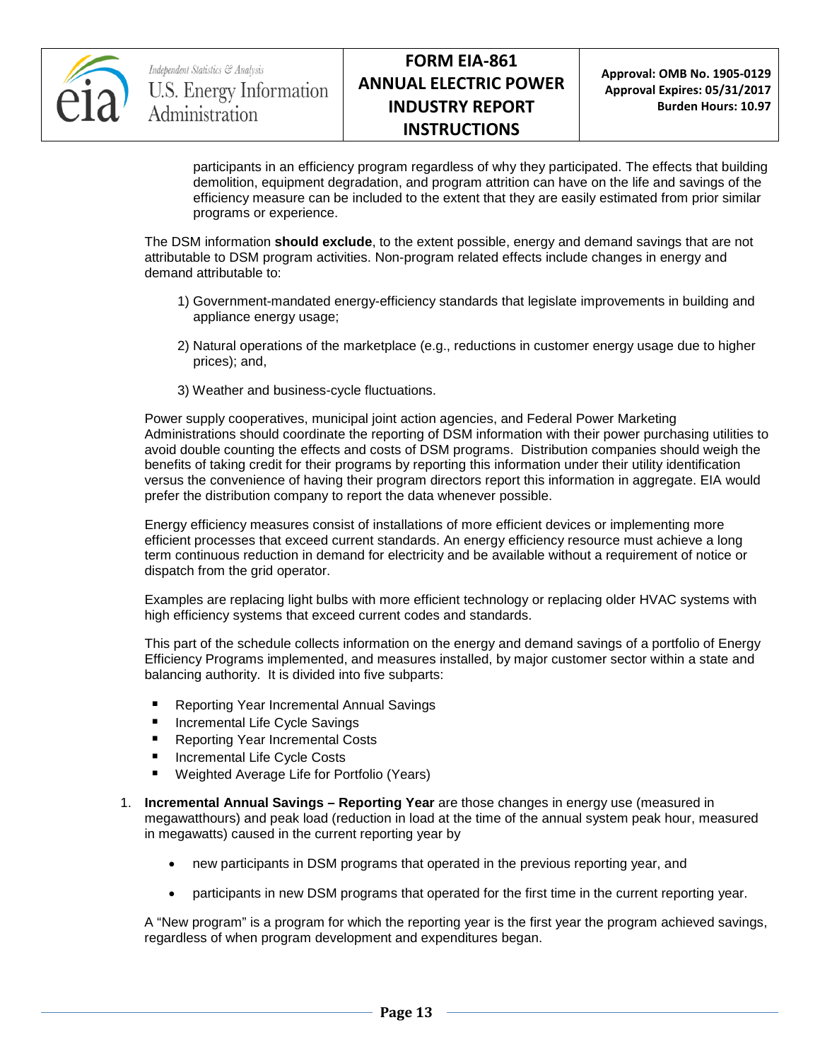participants in an efficiency program regardless of why they participated. The effects that building demolition, equipment degradation, and program attrition can have on the life and savings of the efficiency measure can be included to the extent that they are easily estimated from prior similar programs or experience.

The DSM information **should exclude**, to the extent possible, energy and demand savings that are not attributable to DSM program activities. Non-program related effects include changes in energy and demand attributable to:

1) Government-mandated energy-efficiency standards that legislate improvements in building and appliance energy usage;

2) Natural operations of the marketplace (e.g., reductions in customer energy usage due to higher prices); and,

3) Weather and business-cycle fluctuations.

Power supply cooperatives, municipal joint action agencies, and Federal Power Marketing Administrations should coordinate the reporting of DSM information with their power purchasing utilities to avoid double counting the effects and costs of DSM programs. Distribution companies should weigh the benefits of taking credit for their programs by reporting this information under their utility identification versus the convenience of having their program directors report this information in aggregate. EIA would prefer the distribution company to report the data whenever possible.

Energy efficiency measures consist of installations of more efficient devices or implementing more efficient processes that exceed current standards. An energy efficiency resource must achieve a long term continuous reduction in demand for electricity and be available without a requirement of notice or dispatch from the grid operator.

Examples are replacing light bulbs with more efficient technology or replacing older HVAC systems with high efficiency systems that exceed current codes and standards.

This part of the schedule collects information on the energy and demand savings of a portfolio of Energy Efficiency Programs implemented, and measures installed, by major customer sector within a state and balancing authority. It is divided into five subparts:

- Reporting Year Incremental Annual Savings
- Incremental Life Cycle Savings
- Reporting Year Incremental Costs
- Incremental Life Cycle Costs
- Weighted Average Life for Portfolio (Years)

1. **Incremental Annual Savings – Reporting Year** are those changes in energy use (measured in megawatthours) and peak load (reduction in load at the time of the annual system peak hour, measured in megawatts) caused in the current reporting year by

    - new participants in DSM programs that operated in the previous reporting year, and
    - participants in new DSM programs that operated for the first time in the current reporting year.

    A "New program" is a program for which the reporting year is the first year the program achieved savings, regardless of when program development and expenditures began.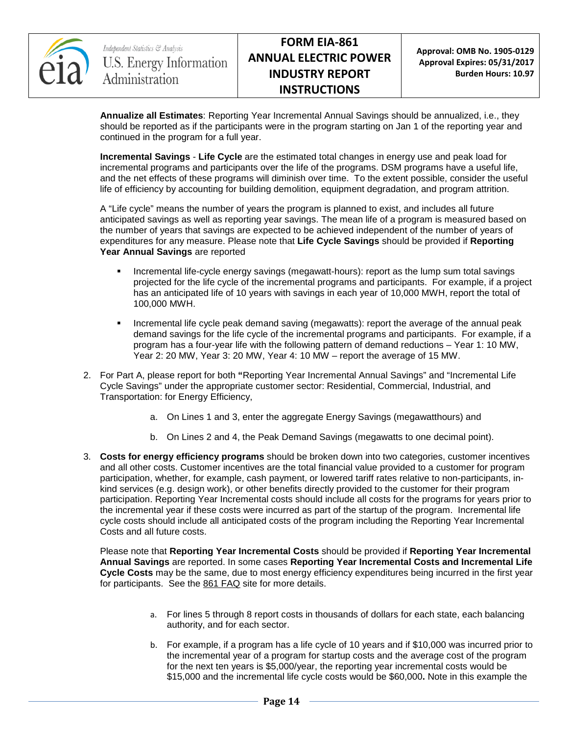**Annualize all Estimates**: Reporting Year Incremental Annual Savings should be annualized, i.e., they should be reported as if the participants were in the program starting on Jan 1 of the reporting year and continued in the program for a full year.

**Incremental Savings** - **Life Cycle** are the estimated total changes in energy use and peak load for incremental programs and participants over the life of the programs. DSM programs have a useful life, and the net effects of these programs will diminish over time. To the extent possible, consider the useful life of efficiency by accounting for building demolition, equipment degradation, and program attrition.

A "Life cycle" means the number of years the program is planned to exist, and includes all future anticipated savings as well as reporting year savings. The mean life of a program is measured based on the number of years that savings are expected to be achieved independent of the number of years of expenditures for any measure. Please note that **Life Cycle Savings** should be provided if **Reporting Year Annual Savings** are reported

- Incremental life-cycle energy savings (megawatt-hours): report as the lump sum total savings projected for the life cycle of the incremental programs and participants. For example, if a project has an anticipated life of 10 years with savings in each year of 10,000 MWH, report the total of 100,000 MWH.
- Incremental life cycle peak demand saving (megawatts): report the average of the annual peak demand savings for the life cycle of the incremental programs and participants. For example, if a program has a four-year life with the following pattern of demand reductions – Year 1: 10 MW, Year 2: 20 MW, Year 3: 20 MW, Year 4: 10 MW – report the average of 15 MW.

2. For Part A, please report for both **"**Reporting Year Incremental Annual Savings" and "Incremental Life Cycle Savings" under the appropriate customer sector: Residential, Commercial, Industrial, and Transportation: for Energy Efficiency,

   a. On Lines 1 and 3, enter the aggregate Energy Savings (megawatthours) and

   b. On Lines 2 and 4, the Peak Demand Savings (megawatts to one decimal point).

3. **Costs for energy efficiency programs** should be broken down into two categories, customer incentives and all other costs. Customer incentives are the total financial value provided to a customer for program participation, whether, for example, cash payment, or lowered tariff rates relative to non-participants, in-kind services (e.g. design work), or other benefits directly provided to the customer for their program participation. Reporting Year Incremental costs should include all costs for the programs for years prior to the incremental year if these costs were incurred as part of the startup of the program. Incremental life cycle costs should include all anticipated costs of the program including the Reporting Year Incremental Costs and all future costs.

   Please note that **Reporting Year Incremental Costs** should be provided if **Reporting Year Incremental Annual Savings** are reported. In some cases **Reporting Year Incremental Costs and Incremental Life Cycle Costs** may be the same, due to most energy efficiency expenditures being incurred in the first year for participants. See the 861 FAQ site for more details.

   a. For lines 5 through 8 report costs in thousands of dollars for each state, each balancing authority, and for each sector.

   b. For example, if a program has a life cycle of 10 years and if $10,000 was incurred prior to the incremental year of a program for startup costs and the average cost of the program for the next ten years is $5,000/year, the reporting year incremental costs would be $15,000 and the incremental life cycle costs would be $60,000**.** Note in this example the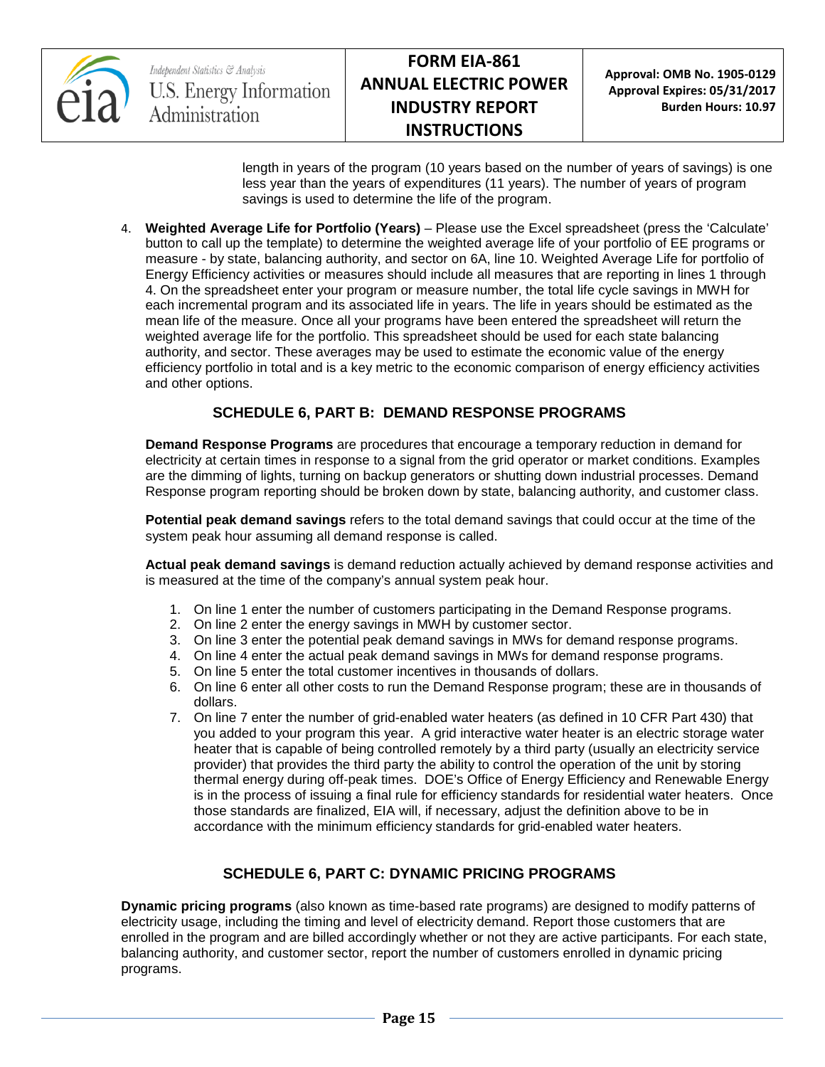length in years of the program (10 years based on the number of years of savings) is one less year than the years of expenditures (11 years). The number of years of program savings is used to determine the life of the program.

4. **Weighted Average Life for Portfolio (Years)** – Please use the Excel spreadsheet (press the 'Calculate' button to call up the template) to determine the weighted average life of your portfolio of EE programs or measure - by state, balancing authority, and sector on 6A, line 10. Weighted Average Life for portfolio of Energy Efficiency activities or measures should include all measures that are reporting in lines 1 through 4. On the spreadsheet enter your program or measure number, the total life cycle savings in MWH for each incremental program and its associated life in years. The life in years should be estimated as the mean life of the measure. Once all your programs have been entered the spreadsheet will return the weighted average life for the portfolio. This spreadsheet should be used for each state balancing authority, and sector. These averages may be used to estimate the economic value of the energy efficiency portfolio in total and is a key metric to the economic comparison of energy efficiency activities and other options.

## SCHEDULE 6, PART B: DEMAND RESPONSE PROGRAMS

**Demand Response Programs** are procedures that encourage a temporary reduction in demand for electricity at certain times in response to a signal from the grid operator or market conditions. Examples are the dimming of lights, turning on backup generators or shutting down industrial processes. Demand Response program reporting should be broken down by state, balancing authority, and customer class.

**Potential peak demand savings** refers to the total demand savings that could occur at the time of the system peak hour assuming all demand response is called.

**Actual peak demand savings** is demand reduction actually achieved by demand response activities and is measured at the time of the company's annual system peak hour.

1. On line 1 enter the number of customers participating in the Demand Response programs.
2. On line 2 enter the energy savings in MWH by customer sector.
3. On line 3 enter the potential peak demand savings in MWs for demand response programs.
4. On line 4 enter the actual peak demand savings in MWs for demand response programs.
5. On line 5 enter the total customer incentives in thousands of dollars.
6. On line 6 enter all other costs to run the Demand Response program; these are in thousands of dollars.
7. On line 7 enter the number of grid-enabled water heaters (as defined in 10 CFR Part 430) that you added to your program this year. A grid interactive water heater is an electric storage water heater that is capable of being controlled remotely by a third party (usually an electricity service provider) that provides the third party the ability to control the operation of the unit by storing thermal energy during off-peak times. DOE's Office of Energy Efficiency and Renewable Energy is in the process of issuing a final rule for efficiency standards for residential water heaters. Once those standards are finalized, EIA will, if necessary, adjust the definition above to be in accordance with the minimum efficiency standards for grid-enabled water heaters.

## SCHEDULE 6, PART C: DYNAMIC PRICING PROGRAMS

**Dynamic pricing programs** (also known as time-based rate programs) are designed to modify patterns of electricity usage, including the timing and level of electricity demand. Report those customers that are enrolled in the program and are billed accordingly whether or not they are active participants. For each state, balancing authority, and customer sector, report the number of customers enrolled in dynamic pricing programs.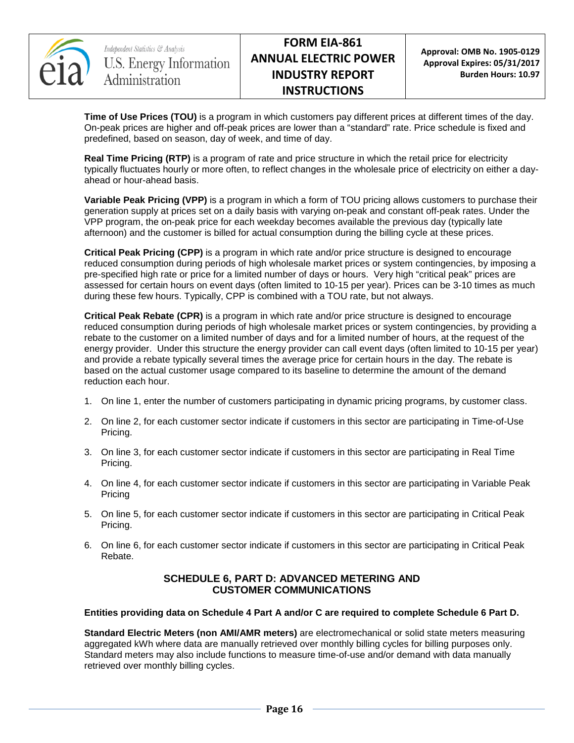**Time of Use Prices (TOU)** is a program in which customers pay different prices at different times of the day. On-peak prices are higher and off-peak prices are lower than a "standard" rate. Price schedule is fixed and predefined, based on season, day of week, and time of day.

**Real Time Pricing (RTP)** is a program of rate and price structure in which the retail price for electricity typically fluctuates hourly or more often, to reflect changes in the wholesale price of electricity on either a day-ahead or hour-ahead basis.

**Variable Peak Pricing (VPP)** is a program in which a form of TOU pricing allows customers to purchase their generation supply at prices set on a daily basis with varying on-peak and constant off-peak rates. Under the VPP program, the on-peak price for each weekday becomes available the previous day (typically late afternoon) and the customer is billed for actual consumption during the billing cycle at these prices.

**Critical Peak Pricing (CPP)** is a program in which rate and/or price structure is designed to encourage reduced consumption during periods of high wholesale market prices or system contingencies, by imposing a pre-specified high rate or price for a limited number of days or hours. Very high "critical peak" prices are assessed for certain hours on event days (often limited to 10-15 per year). Prices can be 3-10 times as much during these few hours. Typically, CPP is combined with a TOU rate, but not always.

**Critical Peak Rebate (CPR)** is a program in which rate and/or price structure is designed to encourage reduced consumption during periods of high wholesale market prices or system contingencies, by providing a rebate to the customer on a limited number of days and for a limited number of hours, at the request of the energy provider. Under this structure the energy provider can call event days (often limited to 10-15 per year) and provide a rebate typically several times the average price for certain hours in the day. The rebate is based on the actual customer usage compared to its baseline to determine the amount of the demand reduction each hour.

1. On line 1, enter the number of customers participating in dynamic pricing programs, by customer class.
2. On line 2, for each customer sector indicate if customers in this sector are participating in Time-of-Use Pricing.
3. On line 3, for each customer sector indicate if customers in this sector are participating in Real Time Pricing.
4. On line 4, for each customer sector indicate if customers in this sector are participating in Variable Peak Pricing
5. On line 5, for each customer sector indicate if customers in this sector are participating in Critical Peak Pricing.
6. On line 6, for each customer sector indicate if customers in this sector are participating in Critical Peak Rebate.

## SCHEDULE 6, PART D: ADVANCED METERING AND CUSTOMER COMMUNICATIONS

**Entities providing data on Schedule 4 Part A and/or C are required to complete Schedule 6 Part D.**

**Standard Electric Meters (non AMI/AMR meters)** are electromechanical or solid state meters measuring aggregated kWh where data are manually retrieved over monthly billing cycles for billing purposes only. Standard meters may also include functions to measure time-of-use and/or demand with data manually retrieved over monthly billing cycles.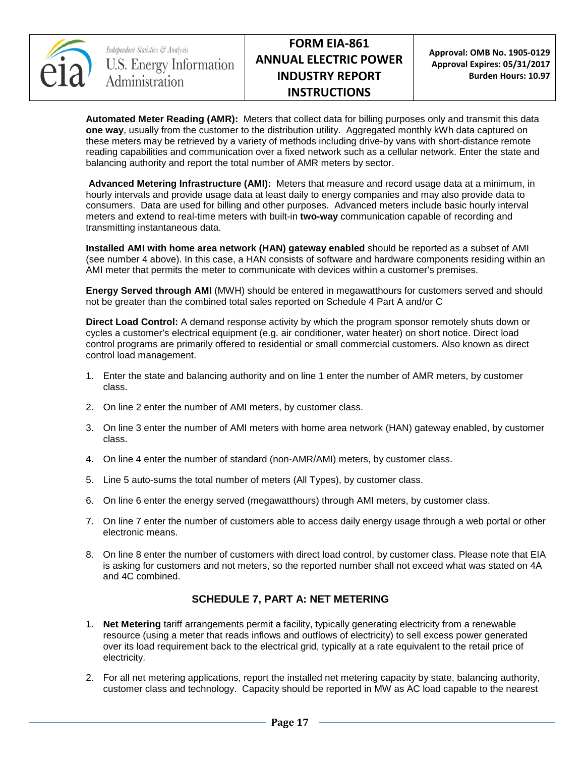**Automated Meter Reading (AMR):** Meters that collect data for billing purposes only and transmit this data **one way**, usually from the customer to the distribution utility. Aggregated monthly kWh data captured on these meters may be retrieved by a variety of methods including drive-by vans with short-distance remote reading capabilities and communication over a fixed network such as a cellular network. Enter the state and balancing authority and report the total number of AMR meters by sector.

**Advanced Metering Infrastructure (AMI):** Meters that measure and record usage data at a minimum, in hourly intervals and provide usage data at least daily to energy companies and may also provide data to consumers. Data are used for billing and other purposes. Advanced meters include basic hourly interval meters and extend to real-time meters with built-in **two-way** communication capable of recording and transmitting instantaneous data.

**Installed AMI with home area network (HAN) gateway enabled** should be reported as a subset of AMI (see number 4 above). In this case, a HAN consists of software and hardware components residing within an AMI meter that permits the meter to communicate with devices within a customer's premises.

**Energy Served through AMI** (MWH) should be entered in megawatthours for customers served and should not be greater than the combined total sales reported on Schedule 4 Part A and/or C

**Direct Load Control:** A demand response activity by which the program sponsor remotely shuts down or cycles a customer's electrical equipment (e.g. air conditioner, water heater) on short notice. Direct load control programs are primarily offered to residential or small commercial customers. Also known as direct control load management.

1. Enter the state and balancing authority and on line 1 enter the number of AMR meters, by customer class.
2. On line 2 enter the number of AMI meters, by customer class.
3. On line 3 enter the number of AMI meters with home area network (HAN) gateway enabled, by customer class.
4. On line 4 enter the number of standard (non-AMR/AMI) meters, by customer class.
5. Line 5 auto-sums the total number of meters (All Types), by customer class.
6. On line 6 enter the energy served (megawatthours) through AMI meters, by customer class.
7. On line 7 enter the number of customers able to access daily energy usage through a web portal or other electronic means.
8. On line 8 enter the number of customers with direct load control, by customer class. Please note that EIA is asking for customers and not meters, so the reported number shall not exceed what was stated on 4A and 4C combined.

## SCHEDULE 7, PART A: NET METERING

1. **Net Metering** tariff arrangements permit a facility, typically generating electricity from a renewable resource (using a meter that reads inflows and outflows of electricity) to sell excess power generated over its load requirement back to the electrical grid, typically at a rate equivalent to the retail price of electricity.
2. For all net metering applications, report the installed net metering capacity by state, balancing authority, customer class and technology. Capacity should be reported in MW as AC load capable to the nearest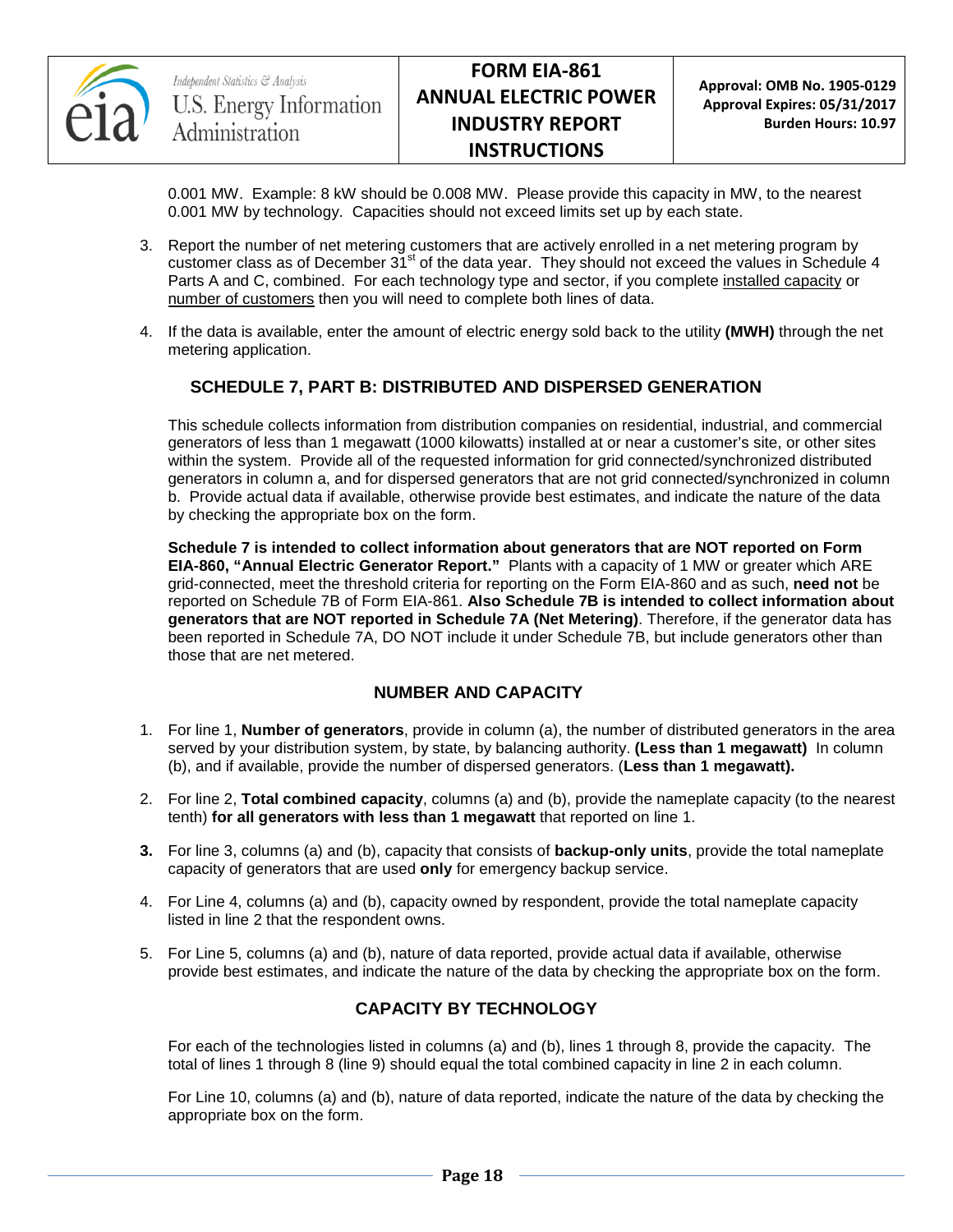0.001 MW. Example: 8 kW should be 0.008 MW. Please provide this capacity in MW, to the nearest 0.001 MW by technology. Capacities should not exceed limits set up by each state.

3. Report the number of net metering customers that are actively enrolled in a net metering program by customer class as of December 31st of the data year. They should not exceed the values in Schedule 4 Parts A and C, combined. For each technology type and sector, if you complete installed capacity or number of customers then you will need to complete both lines of data.

4. If the data is available, enter the amount of electric energy sold back to the utility **(MWH)** through the net metering application.

## SCHEDULE 7, PART B: DISTRIBUTED AND DISPERSED GENERATION

This schedule collects information from distribution companies on residential, industrial, and commercial generators of less than 1 megawatt (1000 kilowatts) installed at or near a customer's site, or other sites within the system. Provide all of the requested information for grid connected/synchronized distributed generators in column a, and for dispersed generators that are not grid connected/synchronized in column b. Provide actual data if available, otherwise provide best estimates, and indicate the nature of the data by checking the appropriate box on the form.

**Schedule 7 is intended to collect information about generators that are NOT reported on Form EIA-860, "Annual Electric Generator Report."** Plants with a capacity of 1 MW or greater which ARE grid-connected, meet the threshold criteria for reporting on the Form EIA-860 and as such, **need not** be reported on Schedule 7B of Form EIA-861. **Also Schedule 7B is intended to collect information about generators that are NOT reported in Schedule 7A (Net Metering)**. Therefore, if the generator data has been reported in Schedule 7A, DO NOT include it under Schedule 7B, but include generators other than those that are net metered.

### NUMBER AND CAPACITY

1. For line 1, **Number of generators**, provide in column (a), the number of distributed generators in the area served by your distribution system, by state, by balancing authority. **(Less than 1 megawatt)** In column (b), and if available, provide the number of dispersed generators. (**Less than 1 megawatt).**

2. For line 2, **Total combined capacity**, columns (a) and (b), provide the nameplate capacity (to the nearest tenth) **for all generators with less than 1 megawatt** that reported on line 1.

3. For line 3, columns (a) and (b), capacity that consists of **backup-only units**, provide the total nameplate capacity of generators that are used **only** for emergency backup service.

4. For Line 4, columns (a) and (b), capacity owned by respondent, provide the total nameplate capacity listed in line 2 that the respondent owns.

5. For Line 5, columns (a) and (b), nature of data reported, provide actual data if available, otherwise provide best estimates, and indicate the nature of the data by checking the appropriate box on the form.

### CAPACITY BY TECHNOLOGY

For each of the technologies listed in columns (a) and (b), lines 1 through 8, provide the capacity. The total of lines 1 through 8 (line 9) should equal the total combined capacity in line 2 in each column.

For Line 10, columns (a) and (b), nature of data reported, indicate the nature of the data by checking the appropriate box on the form.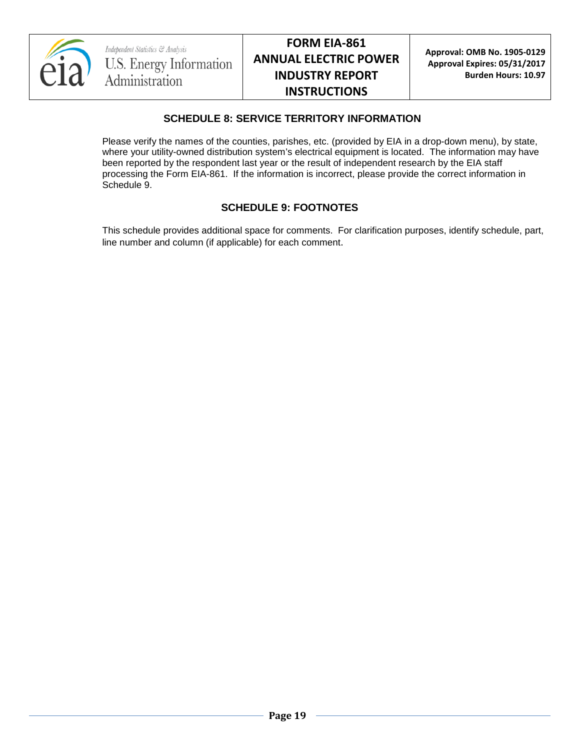## SCHEDULE 8: SERVICE TERRITORY INFORMATION

Please verify the names of the counties, parishes, etc. (provided by EIA in a drop-down menu), by state, where your utility-owned distribution system's electrical equipment is located. The information may have been reported by the respondent last year or the result of independent research by the EIA staff processing the Form EIA-861. If the information is incorrect, please provide the correct information in Schedule 9.

## SCHEDULE 9: FOOTNOTES

This schedule provides additional space for comments. For clarification purposes, identify schedule, part, line number and column (if applicable) for each comment.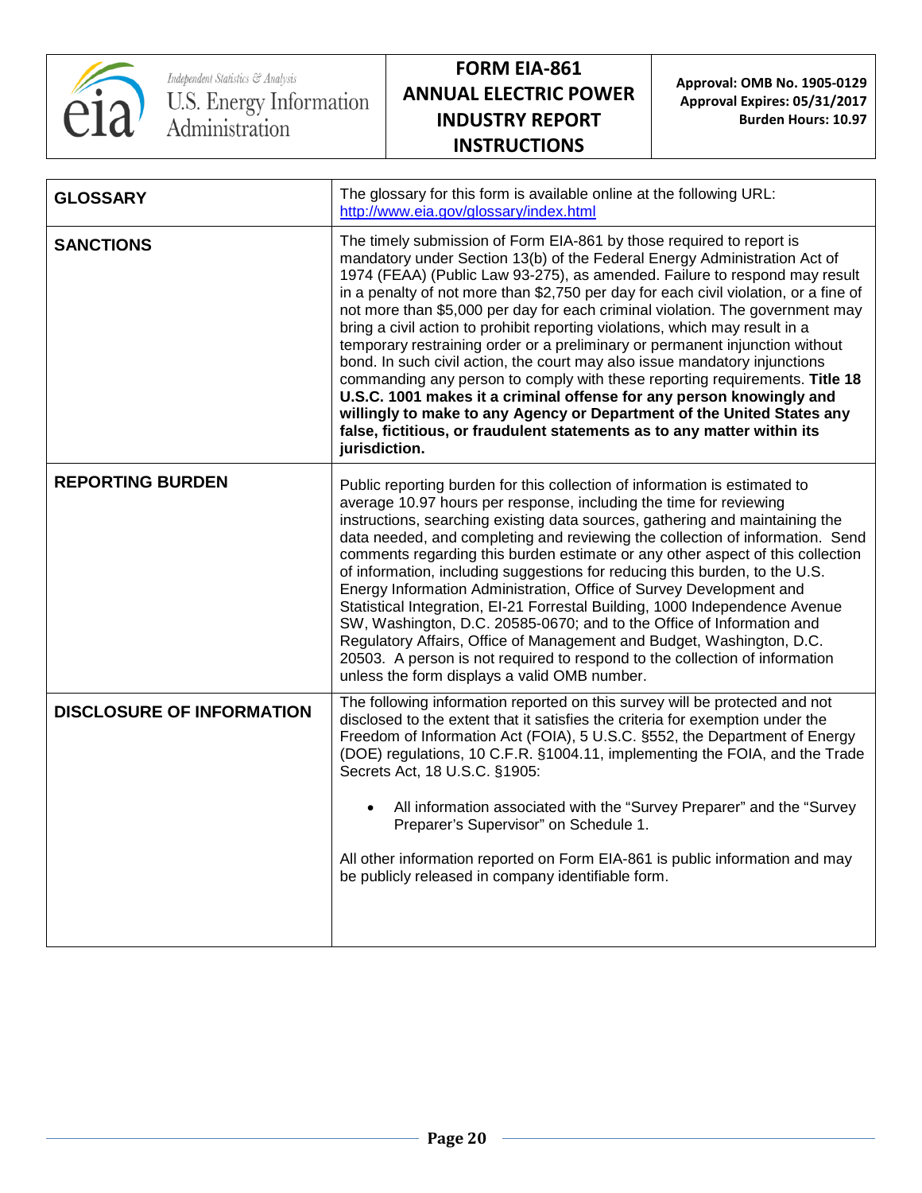| FORM EIA-861 ANNUAL ELECTRIC POWER INDUSTRY REPORT INSTRUCTIONS | Approval: OMB No. 1905-0129 Approval Expires: 05/31/2017 Burden Hours: 10.97 |
|---|---|

| | |
|---|---|
| **GLOSSARY** | The glossary for this form is available online at the following URL: http://www.eia.gov/glossary/index.html |
| **SANCTIONS** | The timely submission of Form EIA-861 by those required to report is mandatory under Section 13(b) of the Federal Energy Administration Act of 1974 (FEAA) (Public Law 93-275), as amended. Failure to respond may result in a penalty of not more than $2,750 per day for each civil violation, or a fine of not more than $5,000 per day for each criminal violation. The government may bring a civil action to prohibit reporting violations, which may result in a temporary restraining order or a preliminary or permanent injunction without bond. In such civil action, the court may also issue mandatory injunctions commanding any person to comply with these reporting requirements. **Title 18 U.S.C. 1001 makes it a criminal offense for any person knowingly and willingly to make to any Agency or Department of the United States any false, fictitious, or fraudulent statements as to any matter within its jurisdiction.** |
| **REPORTING BURDEN** | Public reporting burden for this collection of information is estimated to average 10.97 hours per response, including the time for reviewing instructions, searching existing data sources, gathering and maintaining the data needed, and completing and reviewing the collection of information. Send comments regarding this burden estimate or any other aspect of this collection of information, including suggestions for reducing this burden, to the U.S. Energy Information Administration, Office of Survey Development and Statistical Integration, EI-21 Forrestal Building, 1000 Independence Avenue SW, Washington, D.C. 20585-0670; and to the Office of Information and Regulatory Affairs, Office of Management and Budget, Washington, D.C. 20503. A person is not required to respond to the collection of information unless the form displays a valid OMB number. |
| **DISCLOSURE OF INFORMATION** | The following information reported on this survey will be protected and not disclosed to the extent that it satisfies the criteria for exemption under the Freedom of Information Act (FOIA), 5 U.S.C. §552, the Department of Energy (DOE) regulations, 10 C.F.R. §1004.11, implementing the FOIA, and the Trade Secrets Act, 18 U.S.C. §1905:<br><br>• All information associated with the "Survey Preparer" and the "Survey Preparer's Supervisor" on Schedule 1.<br><br>All other information reported on Form EIA-861 is public information and may be publicly released in company identifiable form. |